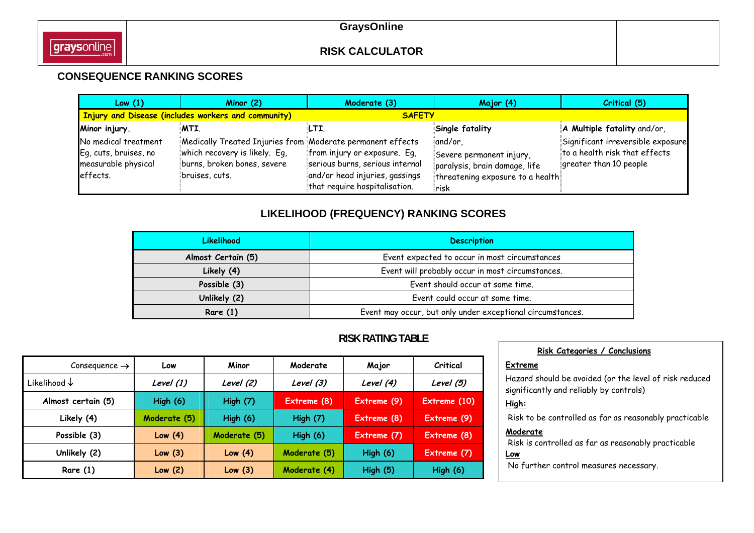# GraysOnline

## RISK CALCULATOR

### CONSEQUENCE RANKING SCORES

| Low (1) | Minor (2) | Moderate (3) | Major (4) | Critical (5) |
|---|---|---|---|---|
| Injury and Disease (includes workers and community) | | SAFETY | | |
| **Minor injury.** No medical treatment Eg, cuts, bruises, no measurable physical effects. | **MTI.** Medically Treated Injuries from which recovery is likely. Eg, burns, broken bones, severe bruises, cuts. | **LTI.** Moderate permanent effects from injury or exposure. Eg, serious burns, serious internal and/or head injuries, gassings that require hospitalisation. | **Single fatality** and/or, Severe permanent injury, paralysis, brain damage, life threatening exposure to a health risk | **A Multiple fatality** and/or, Significant irreversible exposure to a health risk that effects greater than 10 people |

### LIKELIHOOD (FREQUENCY) RANKING SCORES

| Likelihood | Description |
|---|---|
| Almost Certain (5) | Event expected to occur in most circumstances |
| Likely (4) | Event will probably occur in most circumstances. |
| Possible (3) | Event should occur at some time. |
| Unlikely (2) | Event could occur at some time. |
| Rare (1) | Event may occur, but only under exceptional circumstances. |

### RISK RATING TABLE

| Consequence → | Low | Minor | Moderate | Major | Critical |
|---|---|---|---|---|---|
| Likelihood ↓ | *Level (1)* | *Level (2)* | *Level (3)* | *Level (4)* | *Level (5)* |
| Almost certain (5) | High (6) | High (7) | Extreme (8) | Extreme (9) | Extreme (10) |
| Likely (4) | Moderate (5) | High (6) | High (7) | Extreme (8) | Extreme (9) |
| Possible (3) | Low (4) | Moderate (5) | High (6) | Extreme (7) | Extreme (8) |
| Unlikely (2) | Low (3) | Low (4) | Moderate (5) | High (6) | Extreme (7) |
| Rare (1) | Low (2) | Low (3) | Moderate (4) | High (5) | High (6) |

**Risk Categories / Conclusions**

**Extreme**

Hazard should be avoided (or the level of risk reduced significantly and reliably by controls)

**High:**

Risk to be controlled as far as reasonably practicable

**Moderate**

Risk is controlled as far as reasonably practicable

**Low**

No further control measures necessary.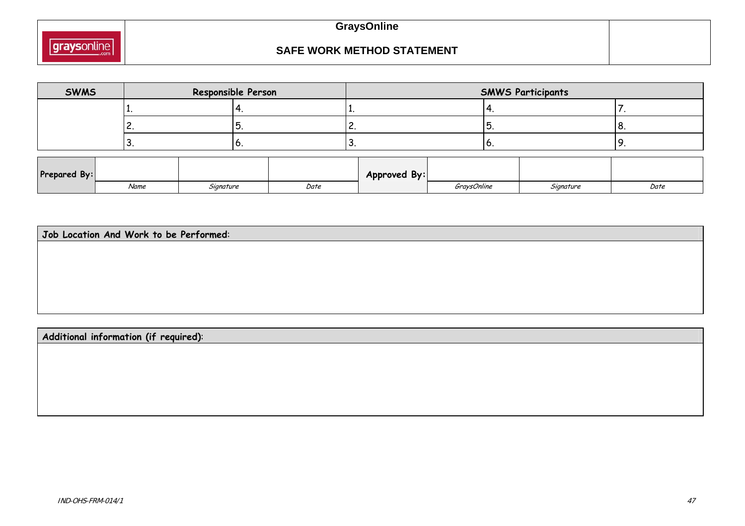# GraysOnline

## SAFE WORK METHOD STATEMENT

| SWMS | Responsible Person | | SMWS Participants | | |
|---|---|---|---|---|---|
| | 1. | 4. | 1. | 4. | 7. |
| | 2. | 5. | 2. | 5. | 8. |
| | 3. | 6. | 3. | 6. | 9. |

| Prepared By: | | | | Approved By: | | | |
|---|---|---|---|---|---|---|---|
| | *Name* | *Signature* | *Date* | | *GraysOnline* | *Signature* | *Date* |

| Job Location And Work to be Performed: |
|---|
| |

| Additional information (if required): |
|---|
| |

IND-OHS-FRM-014/1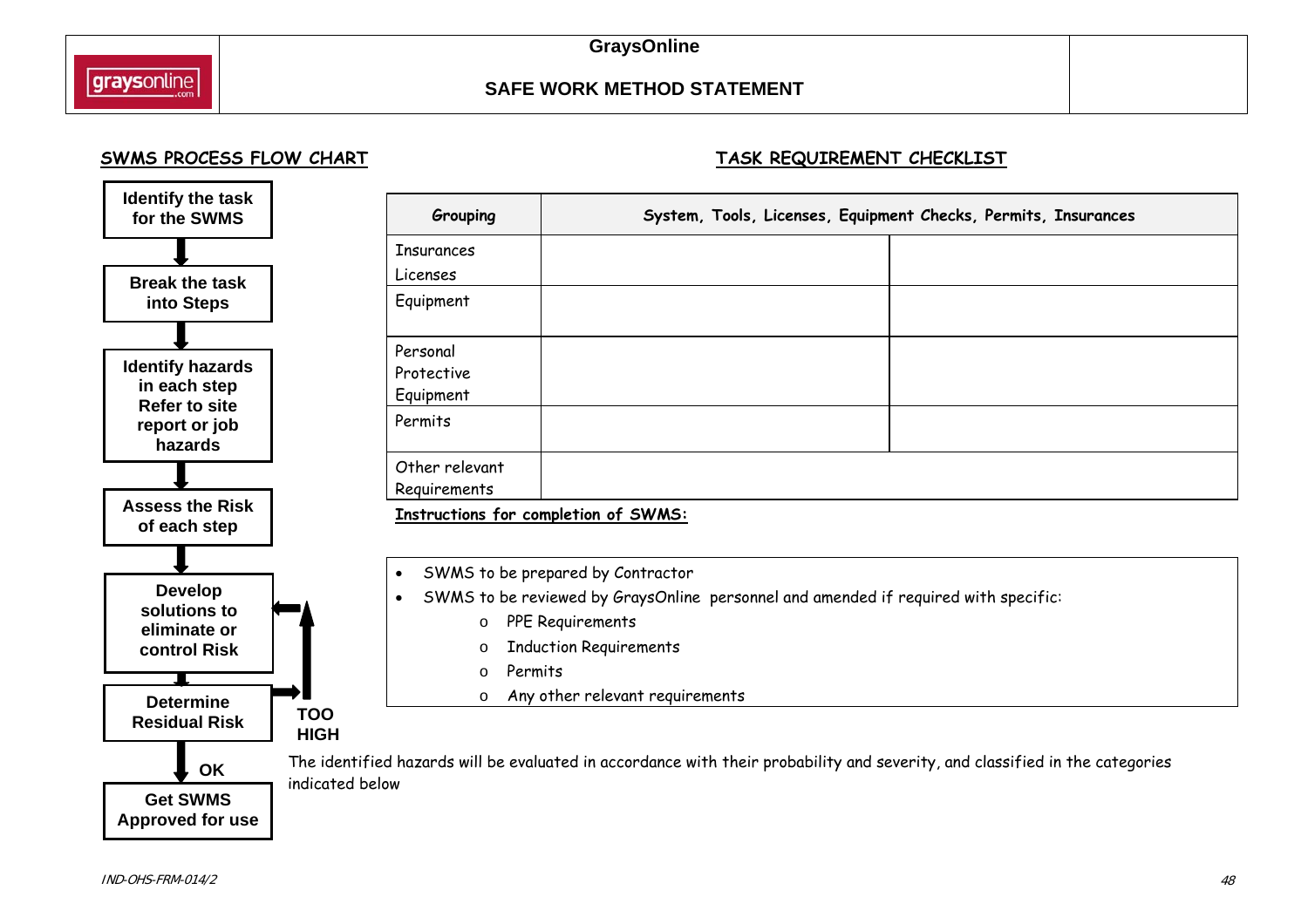**GraysOnline**

**SAFE WORK METHOD STATEMENT**

## SWMS PROCESS FLOW CHART

1. **Identify the task for the SWMS**
2. **Break the task into Steps**
3. **Identify hazards in each step Refer to site report or job hazards**
4. **Assess the Risk of each step**
5. **Develop solutions to eliminate or control Risk**
6. **Determine Residual Risk** — **TOO HIGH** (return to Develop solutions to eliminate or control Risk) / **OK**
7. **Get SWMS Approved for use**

## TASK REQUIREMENT CHECKLIST

| Grouping | System, Tools, Licenses, Equipment Checks, Permits, Insurances | |
|---|---|---|
| Insurances Licenses | | |
| Equipment | | |
| Personal Protective Equipment | | |
| Permits | | |
| Other relevant Requirements | | |

**Instructions for completion of SWMS:**

- SWMS to be prepared by Contractor
- SWMS to be reviewed by GraysOnline personnel and amended if required with specific:
  - PPE Requirements
  - Induction Requirements
  - Permits
  - Any other relevant requirements

The identified hazards will be evaluated in accordance with their probability and severity, and classified in the categories indicated below

IND-OHS-FRM-014/2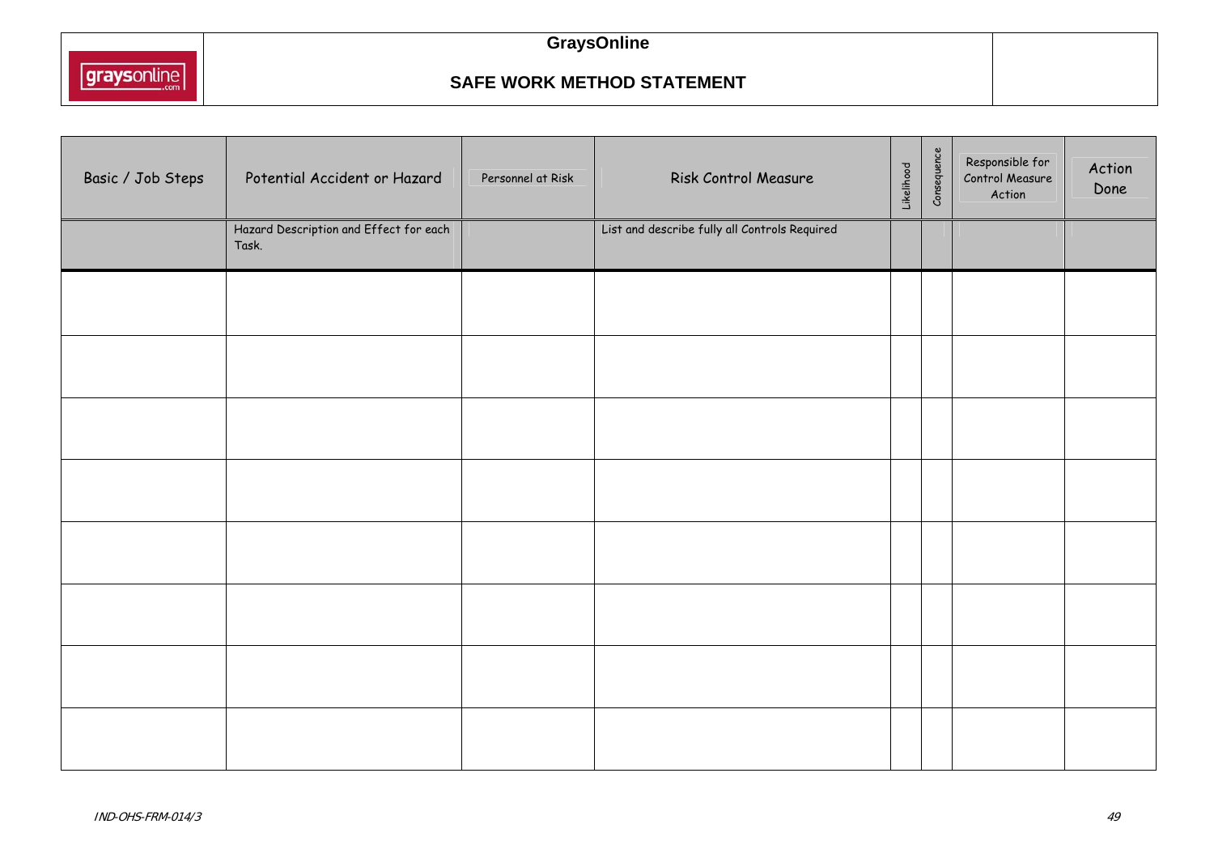# GraysOnline

## SAFE WORK METHOD STATEMENT

| Basic / Job Steps | Potential Accident or Hazard | Personnel at Risk | Risk Control Measure | Likelihood | Consequence | Responsible for Control Measure Action | Action Done |
|---|---|---|---|---|---|---|---|
| | Hazard Description and Effect for each Task. | | List and describe fully all Controls Required | | | | |
| | | | | | | | |
| | | | | | | | |
| | | | | | | | |
| | | | | | | | |
| | | | | | | | |
| | | | | | | | |
| | | | | | | | |
| | | | | | | | |

*IND-OHS-FRM-014/3*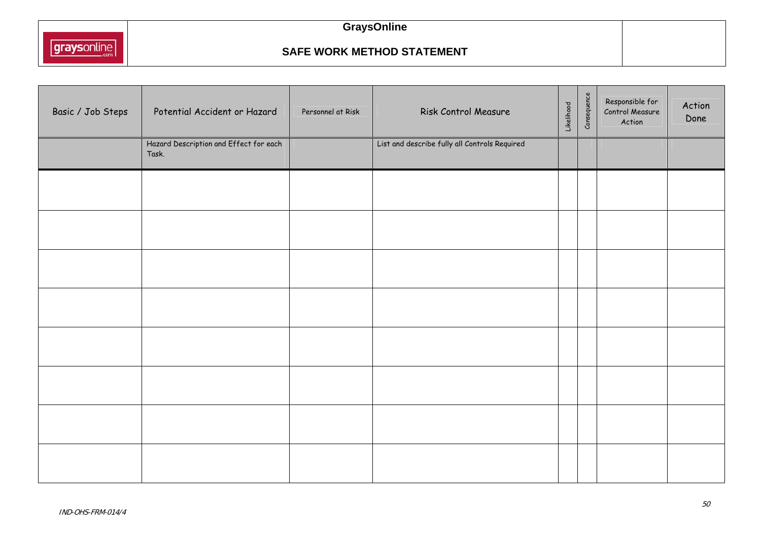**GraysOnline**

## SAFE WORK METHOD STATEMENT

| Basic / Job Steps | Potential Accident or Hazard | Personnel at Risk | Risk Control Measure | Likelihood | Consequence | Responsible for Control Measure Action | Action Done |
|---|---|---|---|---|---|---|---|
| | Hazard Description and Effect for each Task. | | List and describe fully all Controls Required | | | | |
| | | | | | | | |
| | | | | | | | |
| | | | | | | | |
| | | | | | | | |
| | | | | | | | |
| | | | | | | | |
| | | | | | | | |
| | | | | | | | |

*IND-OHS-FRM-014/4*